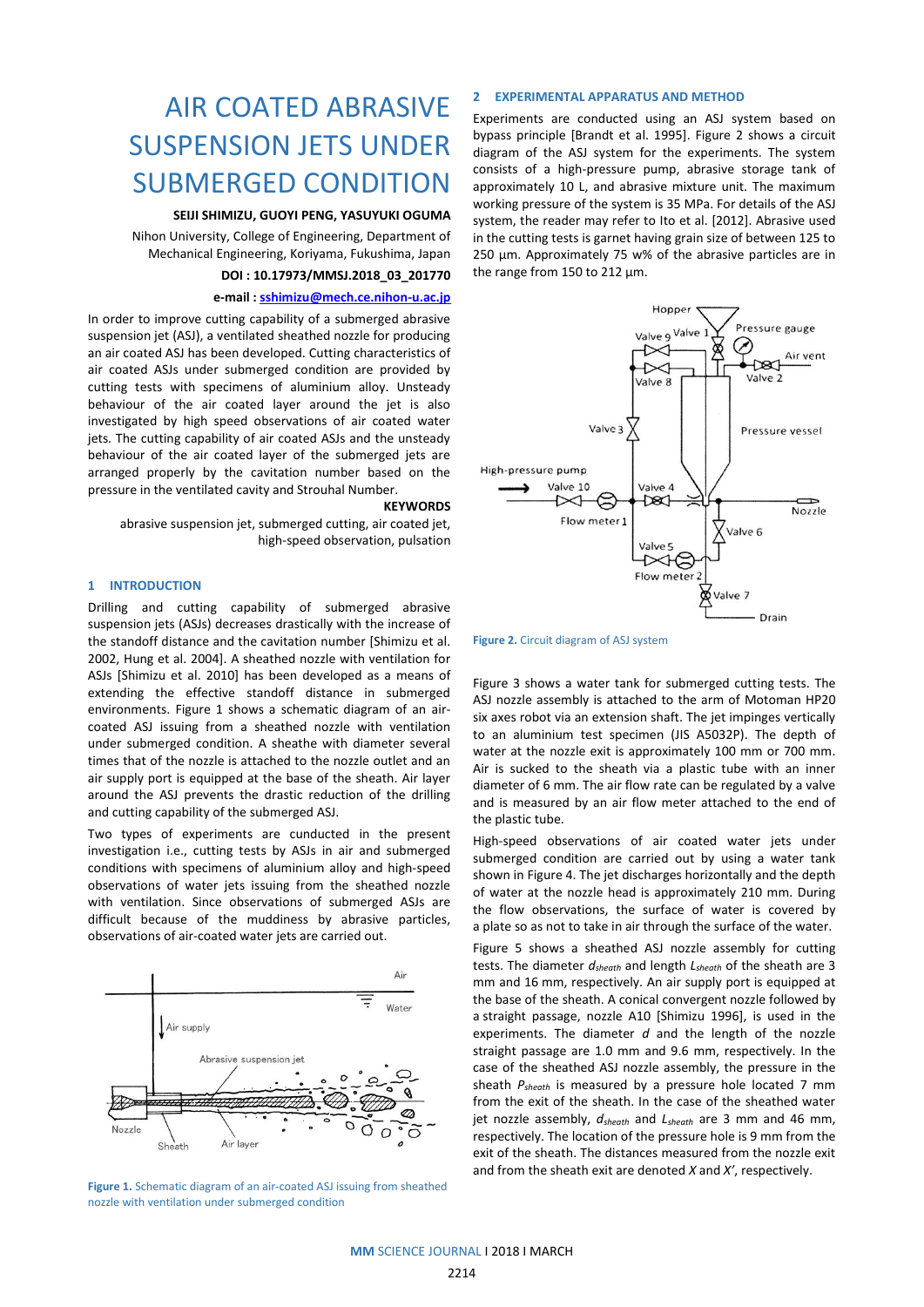# AIR COATED ABRASIVE SUSPENSION JETS UNDER SUBMERGED CONDITION

**SEIJI SHIMIZU, GUOYI PENG, YASUYUKI OGUMA**

Nihon University, College of Engineering, Department of Mechanical Engineering, Koriyama, Fukushima, Japan

**DOI : 10.17973/MMSJ.2018_03_201770**

**e-mail : sshimizu@mech.ce.nihon-u.ac.jp**

In order to improve cutting capability of a submerged abrasive suspension jet (ASJ), a ventilated sheathed nozzle for producing an air coated ASJ has been developed. Cutting characteristics of air coated ASJs under submerged condition are provided by cutting tests with specimens of aluminium alloy. Unsteady behaviour of the air coated layer around the jet is also investigated by high speed observations of air coated water jets. The cutting capability of air coated ASJs and the unsteady behaviour of the air coated layer of the submerged jets are arranged properly by the cavitation number based on the pressure in the ventilated cavity and Strouhal Number.

**KEYWORDS**

abrasive suspension jet, submerged cutting, air coated jet, high-speed observation, pulsation

## 1 INTRODUCTION

Drilling and cutting capability of submerged abrasive suspension jets (ASJs) decreases drastically with the increase of the standoff distance and the cavitation number [Shimizu et al. 2002, Hung et al. 2004]. A sheathed nozzle with ventilation for ASJs [Shimizu et al. 2010] has been developed as a means of extending the effective standoff distance in submerged environments. Figure 1 shows a schematic diagram of an air-coated ASJ issuing from a sheathed nozzle with ventilation under submerged condition. A sheathe with diameter several times that of the nozzle is attached to the nozzle outlet and an air supply port is equipped at the base of the sheath. Air layer around the ASJ prevents the drastic reduction of the drilling and cutting capability of the submerged ASJ.

Two types of experiments are cunducted in the present investigation i.e., cutting tests by ASJs in air and submerged conditions with specimens of aluminium alloy and high-speed observations of water jets issuing from the sheathed nozzle with ventilation. Since observations of submerged ASJs are difficult because of the muddiness by abrasive particles, observations of air-coated water jets are carried out.

**Figure 1.** Schematic diagram of an air-coated ASJ issuing from sheathed nozzle with ventilation under submerged condition

## 2 EXPERIMENTAL APPARATUS AND METHOD

Experiments are conducted using an ASJ system based on bypass principle [Brandt et al. 1995]. Figure 2 shows a circuit diagram of the ASJ system for the experiments. The system consists of a high-pressure pump, abrasive storage tank of approximately 10 L, and abrasive mixture unit. The maximum working pressure of the system is 35 MPa. For details of the ASJ system, the reader may refer to Ito et al. [2012]. Abrasive used in the cutting tests is garnet having grain size of between 125 to 250 µm. Approximately 75 w% of the abrasive particles are in the range from 150 to 212 µm.

**Figure 2.** Circuit diagram of ASJ system

Figure 3 shows a water tank for submerged cutting tests. The ASJ nozzle assembly is attached to the arm of Motoman HP20 six axes robot via an extension shaft. The jet impinges vertically to an aluminium test specimen (JIS A5032P). The depth of water at the nozzle exit is approximately 100 mm or 700 mm. Air is sucked to the sheath via a plastic tube with an inner diameter of 6 mm. The air flow rate can be regulated by a valve and is measured by an air flow meter attached to the end of the plastic tube.

High-speed observations of air coated water jets under submerged condition are carried out by using a water tank shown in Figure 4. The jet discharges horizontally and the depth of water at the nozzle head is approximately 210 mm. During the flow observations, the surface of water is covered by a plate so as not to take in air through the surface of the water.

Figure 5 shows a sheathed ASJ nozzle assembly for cutting tests. The diameter $d_{sheath}$ and length $L_{sheath}$ of the sheath are 3 mm and 16 mm, respectively. An air supply port is equipped at the base of the sheath. A conical convergent nozzle followed by a straight passage, nozzle A10 [Shimizu 1996], is used in the experiments. The diameter $d$ and the length of the nozzle straight passage are 1.0 mm and 9.6 mm, respectively. In the case of the sheathed ASJ nozzle assembly, the pressure in the sheath $P_{sheath}$ is measured by a pressure hole located 7 mm from the exit of the sheath. In the case of the sheathed water jet nozzle assembly, $d_{sheath}$ and $L_{sheath}$ are 3 mm and 46 mm, respectively. The location of the pressure hole is 9 mm from the exit of the sheath. The distances measured from the nozzle exit and from the sheath exit are denoted $X$ and $X'$, respectively.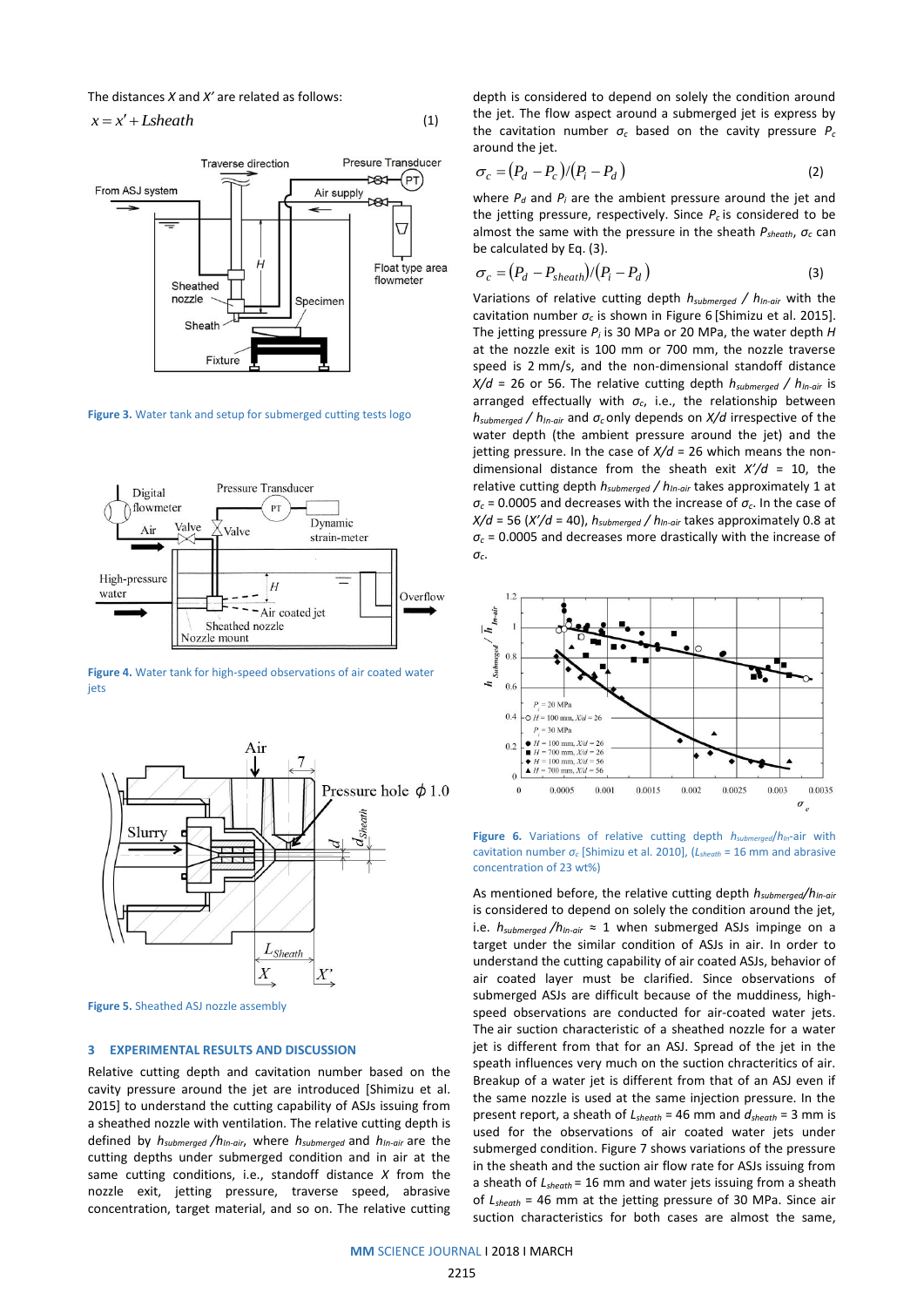The distances $X$ and $X'$ are related as follows:

$$x = x' + Lsheath \tag{1}$$

Figure 3. Water tank and setup for submerged cutting tests logo

Figure 4. Water tank for high-speed observations of air coated water jets

Figure 5. Sheathed ASJ nozzle assembly

## 3 EXPERIMENTAL RESULTS AND DISCUSSION

Relative cutting depth and cavitation number based on the cavity pressure around the jet are introduced [Shimizu et al. 2015] to understand the cutting capability of ASJs issuing from a sheathed nozzle with ventilation. The relative cutting depth is defined by $h_{submerged}/h_{In\text{-}air}$, where $h_{submerged}$ and $h_{In\text{-}air}$ are the cutting depths under submerged condition and in air at the same cutting conditions, i.e., standoff distance $X$ from the nozzle exit, jetting pressure, traverse speed, abrasive concentration, target material, and so on. The relative cutting depth is considered to depend on solely the condition around the jet. The flow aspect around a submerged jet is express by the cavitation number $\sigma_c$ based on the cavity pressure $P_c$ around the jet.

$$\sigma_c = (P_d - P_c)/(P_i - P_d) \tag{2}$$

where $P_d$ and $P_i$ are the ambient pressure around the jet and the jetting pressure, respectively. Since $P_c$ is considered to be almost the same with the pressure in the sheath $P_{sheath}$, $\sigma_c$ can be calculated by Eq. (3).

$$\sigma_c = (P_d - P_{sheath})/(P_i - P_d) \tag{3}$$

Variations of relative cutting depth $h_{submerged}$ / $h_{In\text{-}air}$ with the cavitation number $\sigma_c$ is shown in Figure 6 [Shimizu et al. 2015]. The jetting pressure $P_i$ is 30 MPa or 20 MPa, the water depth $H$ at the nozzle exit is 100 mm or 700 mm, the nozzle traverse speed is 2 mm/s, and the non-dimensional standoff distance $X/d$ = 26 or 56. The relative cutting depth $h_{submerged}$ / $h_{In\text{-}air}$ is arranged effectually with $\sigma_c$, i.e., the relationship between $h_{submerged}$ / $h_{In\text{-}air}$ and $\sigma_c$ only depends on $X/d$ irrespective of the water depth (the ambient pressure around the jet) and the jetting pressure. In the case of $X/d$ = 26 which means the non-dimensional distance from the sheath exit $X'/d$ = 10, the relative cutting depth $h_{submerged}$ / $h_{In\text{-}air}$ takes approximately 1 at $\sigma_c$ = 0.0005 and decreases with the increase of $\sigma_c$. In the case of $X/d$ = 56 ($X'/d$ = 40), $h_{submerged}$ / $h_{In\text{-}air}$ takes approximately 0.8 at $\sigma_c$ = 0.0005 and decreases more drastically with the increase of $\sigma_c$.

Figure 6. Variations of relative cutting depth $h_{submerged}$/$h_{In}$-air with cavitation number $\sigma_c$ [Shimizu et al. 2010], ($L_{sheath}$ = 16 mm and abrasive concentration of 23 wt%)

As mentioned before, the relative cutting depth $h_{submerged}$/$h_{In\text{-}air}$ is considered to depend on solely the condition around the jet, i.e. $h_{submerged}$ /$h_{In\text{-}air}$ ≈ 1 when submerged ASJs impinge on a target under the similar condition of ASJs in air. In order to understand the cutting capability of air coated ASJs, behavior of air coated layer must be clarified. Since observations of submerged ASJs are difficult because of the muddiness, high-speed observations are conducted for air-coated water jets. The air suction characteristic of a sheathed nozzle for a water jet is different from that for an ASJ. Spread of the jet in the speath influences very much on the suction chracteristics of air. Breakup of a water jet is different from that of an ASJ even if the same nozzle is used at the same injection pressure. In the present report, a sheath of $L_{sheath}$ = 46 mm and $d_{sheath}$ = 3 mm is used for the observations of air coated water jets under submerged condition. Figure 7 shows variations of the pressure in the sheath and the suction air flow rate for ASJs issuing from a sheath of $L_{sheath}$ = 16 mm and water jets issuing from a sheath of $L_{sheath}$ = 46 mm at the jetting pressure of 30 MPa. Since air suction characteristics for both cases are almost the same,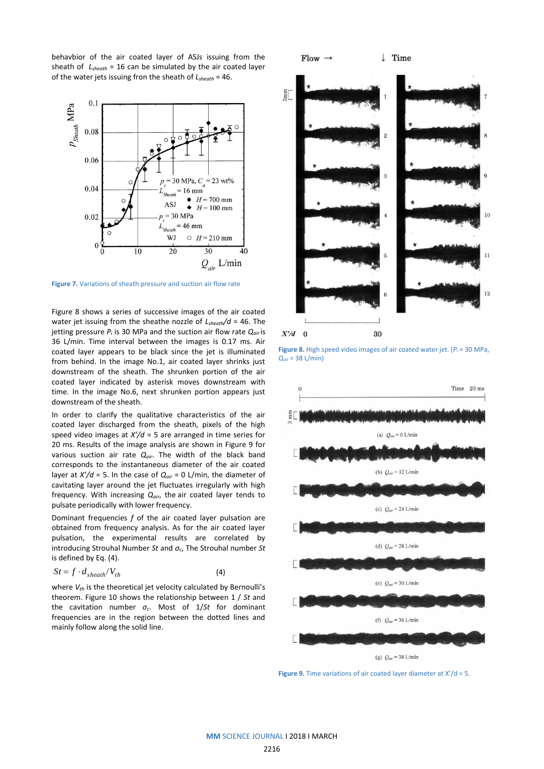behavbior of the air coated layer of ASJs issuing from the sheath of $L_{sheath}$ = 16 can be simulated by the air coated layer of the water jets issuing fron the sheath of $L_{sheath}$ = 46.

Figure 7. Variations of sheath pressure and suction air flow rate

Figure 8 shows a series of successive images of the air coated water jet issuing from the sheathe nozzle of $L_{sheath}/d$ = 46. The jetting pressure $P_i$ is 30 MPa and the suction air flow rate $Q_{air}$ is 36 L/min. Time interval between the images is 0.17 ms. Air coated layer appears to be black since the jet is illuminated from behind. In the image No.1, air coated layer shrinks just downstream of the sheath. The shrunken portion of the air coated layer indicated by asterisk moves downstream with time. In the image No.6, next shrunken portion appears just downstream of the sheath.

In order to clarify the qualitative characteristics of the air coated layer discharged from the sheath, pixels of the high speed video images at $X'/d$ = 5 are arranged in time series for 20 ms. Results of the image analysis are shown in Figure 9 for various suction air rate $Q_{air}$. The width of the black band corresponds to the instantaneous diameter of the air coated layer at $X'/d$ = 5. In the case of $Q_{air}$ = 0 L/min, the diameter of cavitating layer around the jet fluctuates irregularly with high frequency. With increasing $Q_{air}$, the air coated layer tends to pulsate periodically with lower frequency.

Dominant frequencies $f$ of the air coated layer pulsation are obtained from frequency analysis. As for the air coated layer pulsation, the experimental results are correlated by introducing Strouhal Number $St$ and $\sigma_c$, The Strouhal number $St$ is defined by Eq. (4).

$$St = f \cdot d_{sheath} / V_{th} \tag{4}$$

where $V_{th}$ is the theoretical jet velocity calculated by Bernoulli's theorem. Figure 10 shows the relationship between $1 / St$ and the cavitation number $\sigma_c$. Most of $1/St$ for dominant frequencies are in the region between the dotted lines and mainly follow along the solid line.

Figure 8. High speed video images of air coated water jet. ($P_i$ = 30 MPa, $Q_{air}$ = 38 L/min)

Figure 9. Time variations of air coated layer diameter at $X'/d$ = 5.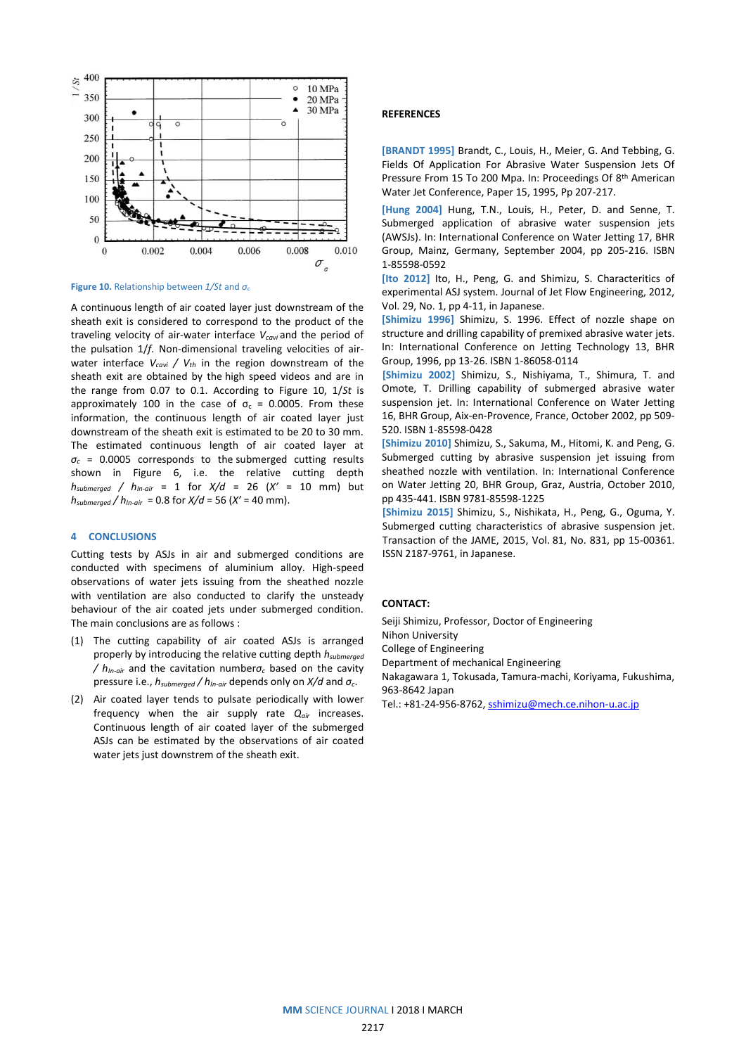1 / St
400
350
300
250
200
150
100
50
0
0 0.002 0.004 0.006 0.008 0.010
$\sigma_c$
○ 10 MPa
● 20 MPa
▲ 30 MPa

**Figure 10.** Relationship between $1/St$ and $\sigma_c$

A continuous length of air coated layer just downstream of the sheath exit is considered to correspond to the product of the traveling velocity of air-water interface $V_{cavi}$ and the period of the pulsation $1/f$. Non-dimensional traveling velocities of air-water interface $V_{cavi}$ / $V_{th}$ in the region downstream of the sheath exit are obtained by the high speed videos and are in the range from 0.07 to 0.1. According to Figure 10, $1/St$ is approximately 100 in the case of $\sigma_c$ = 0.0005. From these information, the continuous length of air coated layer just downstream of the sheath exit is estimated to be 20 to 30 mm. The estimated continuous length of air coated layer at $\sigma_c$ = 0.0005 corresponds to the submerged cutting results shown in Figure 6, i.e. the relative cutting depth $h_{submerged}$ / $h_{In\text{-}air}$ = 1 for $X/d$ = 26 ($X'$ = 10 mm) but $h_{submerged}$ / $h_{In\text{-}air}$ = 0.8 for $X/d$ = 56 ($X'$ = 40 mm).

## 4 CONCLUSIONS

Cutting tests by ASJs in air and submerged conditions are conducted with specimens of aluminium alloy. High-speed observations of water jets issuing from the sheathed nozzle with ventilation are also conducted to clarify the unsteady behaviour of the air coated jets under submerged condition. The main conclusions are as follows :

(1) The cutting capability of air coated ASJs is arranged properly by introducing the relative cutting depth $h_{submerged}$ / $h_{In\text{-}air}$ and the cavitation number $\sigma_c$ based on the cavity pressure i.e., $h_{submerged}$ / $h_{In\text{-}air}$ depends only on $X/d$ and $\sigma_c$.

(2) Air coated layer tends to pulsate periodically with lower frequency when the air supply rate $Q_{air}$ increases. Continuous length of air coated layer of the submerged ASJs can be estimated by the observations of air coated water jets just downstream of the sheath exit.

## REFERENCES

[BRANDT 1995] Brandt, C., Louis, H., Meier, G. And Tebbing, G. Fields Of Application For Abrasive Water Suspension Jets Of Pressure From 15 To 200 Mpa. In: Proceedings Of 8th American Water Jet Conference, Paper 15, 1995, Pp 207-217.

[Hung 2004] Hung, T.N., Louis, H., Peter, D. and Senne, T. Submerged application of abrasive water suspension jets (AWSJs). In: International Conference on Water Jetting 17, BHR Group, Mainz, Germany, September 2004, pp 205-216. ISBN 1-85598-0592

[Ito 2012] Ito, H., Peng, G. and Shimizu, S. Characteristics of experimental ASJ system. Journal of Jet Flow Engineering, 2012, Vol. 29, No. 1, pp 4-11, in Japanese.

[Shimizu 1996] Shimizu, S. 1996. Effect of nozzle shape on structure and drilling capability of premixed abrasive water jets. In: International Conference on Jetting Technology 13, BHR Group, 1996, pp 13-26. ISBN 1-86058-0114

[Shimizu 2002] Shimizu, S., Nishiyama, T., Shimura, T. and Omote, T. Drilling capability of submerged abrasive water suspension jet. In: International Conference on Water Jetting 16, BHR Group, Aix-en-Provence, France, October 2002, pp 509-520. ISBN 1-85598-0428

[Shimizu 2010] Shimizu, S., Sakuma, M., Hitomi, K. and Peng, G. Submerged cutting by abrasive suspension jet issuing from sheathed nozzle with ventilation. In: International Conference on Water Jetting 20, BHR Group, Graz, Austria, October 2010, pp 435-441. ISBN 9781-85598-1225

[Shimizu 2015] Shimizu, S., Nishikata, H., Peng, G., Oguma, Y. Submerged cutting characteristics of abrasive suspension jet. Transaction of the JAME, 2015, Vol. 81, No. 831, pp 15-00361. ISSN 2187-9761, in Japanese.

## CONTACT:

Seiji Shimizu, Professor, Doctor of Engineering
Nihon University
College of Engineering
Department of mechanical Engineering
Nakagawara 1, Tokusada, Tamura-machi, Koriyama, Fukushima, 963-8642 Japan
Tel.: +81-24-956-8762, sshimizu@mech.ce.nihon-u.ac.jp